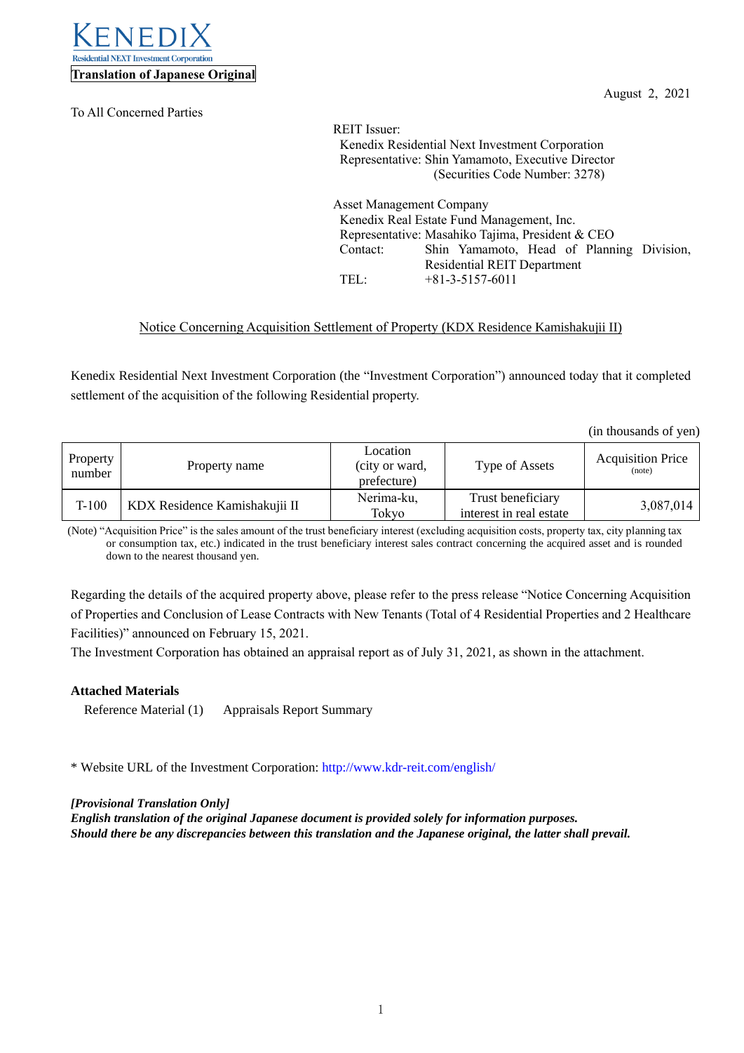KENEDIX
Residential NEXT Investment Corporation

**Translation of Japanese Original**

August 2, 2021

To All Concerned Parties

REIT Issuer:
Kenedix Residential Next Investment Corporation
Representative: Shin Yamamoto, Executive Director
(Securities Code Number: 3278)

Asset Management Company
Kenedix Real Estate Fund Management, Inc.
Representative: Masahiko Tajima, President & CEO
Contact: Shin Yamamoto, Head of Planning Division, Residential REIT Department
TEL: +81-3-5157-6011

## Notice Concerning Acquisition Settlement of Property (KDX Residence Kamishakujii II)

Kenedix Residential Next Investment Corporation (the "Investment Corporation") announced today that it completed settlement of the acquisition of the following Residential property.

(in thousands of yen)

| Property number | Property name | Location (city or ward, prefecture) | Type of Assets | Acquisition Price (note) |
|---|---|---|---|---|
| T-100 | KDX Residence Kamishakujii II | Nerima-ku, Tokyo | Trust beneficiary interest in real estate | 3,087,014 |

(Note) "Acquisition Price" is the sales amount of the trust beneficiary interest (excluding acquisition costs, property tax, city planning tax or consumption tax, etc.) indicated in the trust beneficiary interest sales contract concerning the acquired asset and is rounded down to the nearest thousand yen.

Regarding the details of the acquired property above, please refer to the press release "Notice Concerning Acquisition of Properties and Conclusion of Lease Contracts with New Tenants (Total of 4 Residential Properties and 2 Healthcare Facilities)" announced on February 15, 2021.

The Investment Corporation has obtained an appraisal report as of July 31, 2021, as shown in the attachment.

**Attached Materials**

Reference Material (1) Appraisals Report Summary

\* Website URL of the Investment Corporation: http://www.kdr-reit.com/english/

***[Provisional Translation Only]***
***English translation of the original Japanese document is provided solely for information purposes.***
***Should there be any discrepancies between this translation and the Japanese original, the latter shall prevail.***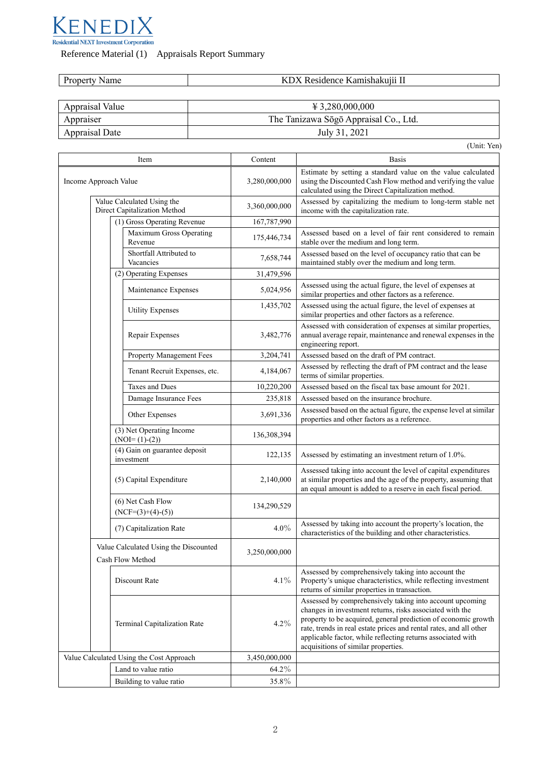KENEDIX
Residential NEXT Investment Corporation

Reference Material (1) Appraisals Report Summary

| Property Name | KDX Residence Kamishakujii II |
|---|---|

| Appraisal Value | ¥ 3,280,000,000 |
|---|---|
| Appraiser | The Tanizawa Sōgō Appraisal Co., Ltd. |
| Appraisal Date | July 31, 2021 |

(Unit: Yen)

| Item | Content | Basis |
|---|---|---|
| Income Approach Value | 3,280,000,000 | Estimate by setting a standard value on the value calculated using the Discounted Cash Flow method and verifying the value calculated using the Direct Capitalization method. |
| Value Calculated Using the Direct Capitalization Method | 3,360,000,000 | Assessed by capitalizing the medium to long-term stable net income with the capitalization rate. |
| (1) Gross Operating Revenue | 167,787,990 | |
| Maximum Gross Operating Revenue | 175,446,734 | Assessed based on a level of fair rent considered to remain stable over the medium and long term. |
| Shortfall Attributed to Vacancies | 7,658,744 | Assessed based on the level of occupancy ratio that can be maintained stably over the medium and long term. |
| (2) Operating Expenses | 31,479,596 | |
| Maintenance Expenses | 5,024,956 | Assessed using the actual figure, the level of expenses at similar properties and other factors as a reference. |
| Utility Expenses | 1,435,702 | Assessed using the actual figure, the level of expenses at similar properties and other factors as a reference. |
| Repair Expenses | 3,482,776 | Assessed with consideration of expenses at similar properties, annual average repair, maintenance and renewal expenses in the engineering report. |
| Property Management Fees | 3,204,741 | Assessed based on the draft of PM contract. |
| Tenant Recruit Expenses, etc. | 4,184,067 | Assessed by reflecting the draft of PM contract and the lease terms of similar properties. |
| Taxes and Dues | 10,220,200 | Assessed based on the fiscal tax base amount for 2021. |
| Damage Insurance Fees | 235,818 | Assessed based on the insurance brochure. |
| Other Expenses | 3,691,336 | Assessed based on the actual figure, the expense level at similar properties and other factors as a reference. |
| (3) Net Operating Income (NOI= (1)-(2)) | 136,308,394 | |
| (4) Gain on guarantee deposit investment | 122,135 | Assessed by estimating an investment return of 1.0%. |
| (5) Capital Expenditure | 2,140,000 | Assessed taking into account the level of capital expenditures at similar properties and the age of the property, assuming that an equal amount is added to a reserve in each fiscal period. |
| (6) Net Cash Flow (NCF=(3)+(4)-(5)) | 134,290,529 | |
| (7) Capitalization Rate | 4.0% | Assessed by taking into account the property's location, the characteristics of the building and other characteristics. |
| Value Calculated Using the Discounted Cash Flow Method | 3,250,000,000 | |
| Discount Rate | 4.1% | Assessed by comprehensively taking into account the Property's unique characteristics, while reflecting investment returns of similar properties in transaction. |
| Terminal Capitalization Rate | 4.2% | Assessed by comprehensively taking into account upcoming changes in investment returns, risks associated with the property to be acquired, general prediction of economic growth rate, trends in real estate prices and rental rates, and all other applicable factor, while reflecting returns associated with acquisitions of similar properties. |
| Value Calculated Using the Cost Approach | 3,450,000,000 | |
| Land to value ratio | 64.2% | |
| Building to value ratio | 35.8% | |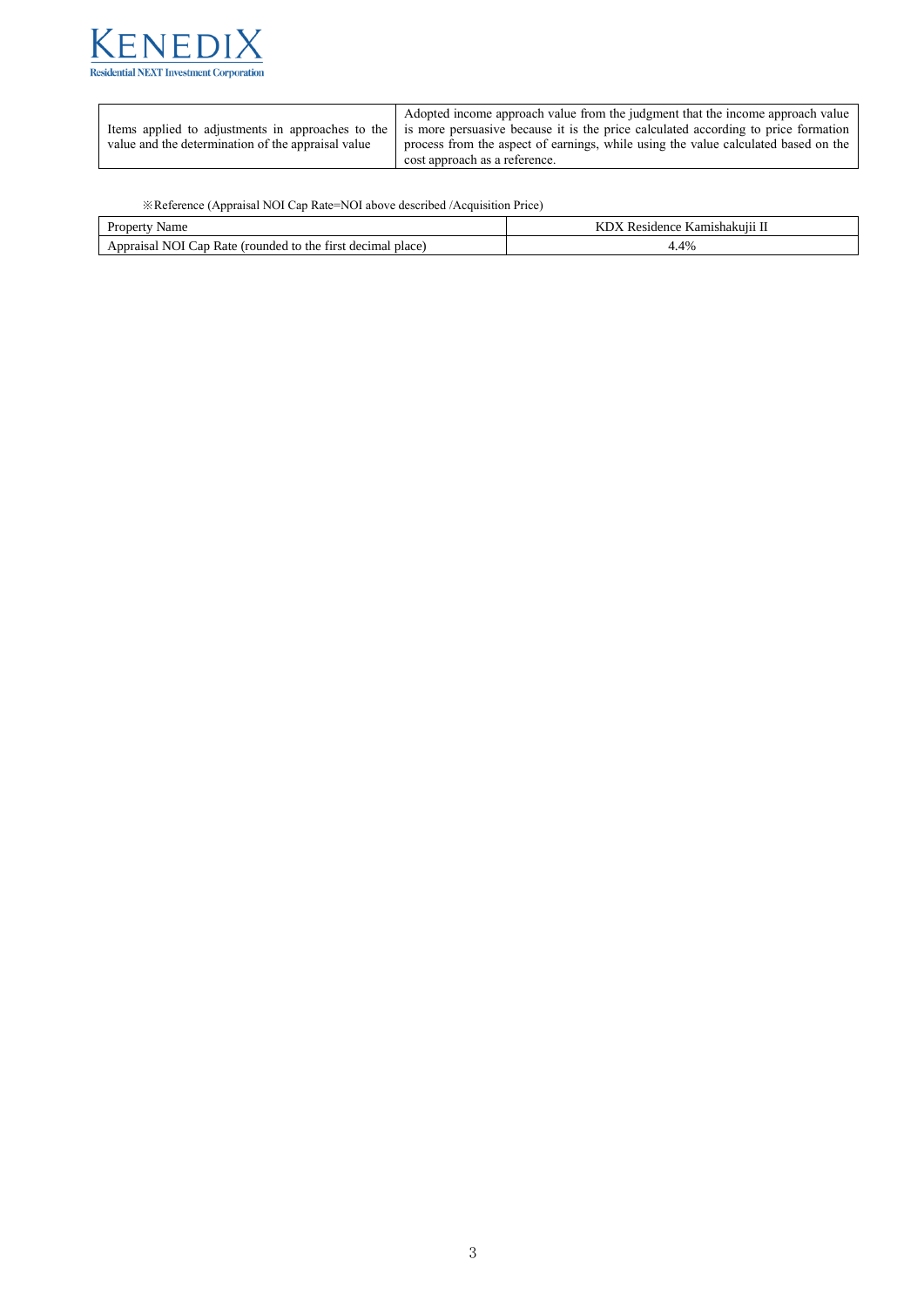| | |
|---|---|
| Items applied to adjustments in approaches to the value and the determination of the appraisal value | Adopted income approach value from the judgment that the income approach value is more persuasive because it is the price calculated according to price formation process from the aspect of earnings, while using the value calculated based on the cost approach as a reference. |

※Reference (Appraisal NOI Cap Rate=NOI above described /Acquisition Price)

| Property Name | KDX Residence Kamishakujii II |
|---|---|
| Appraisal NOI Cap Rate (rounded to the first decimal place) | 4.4% |